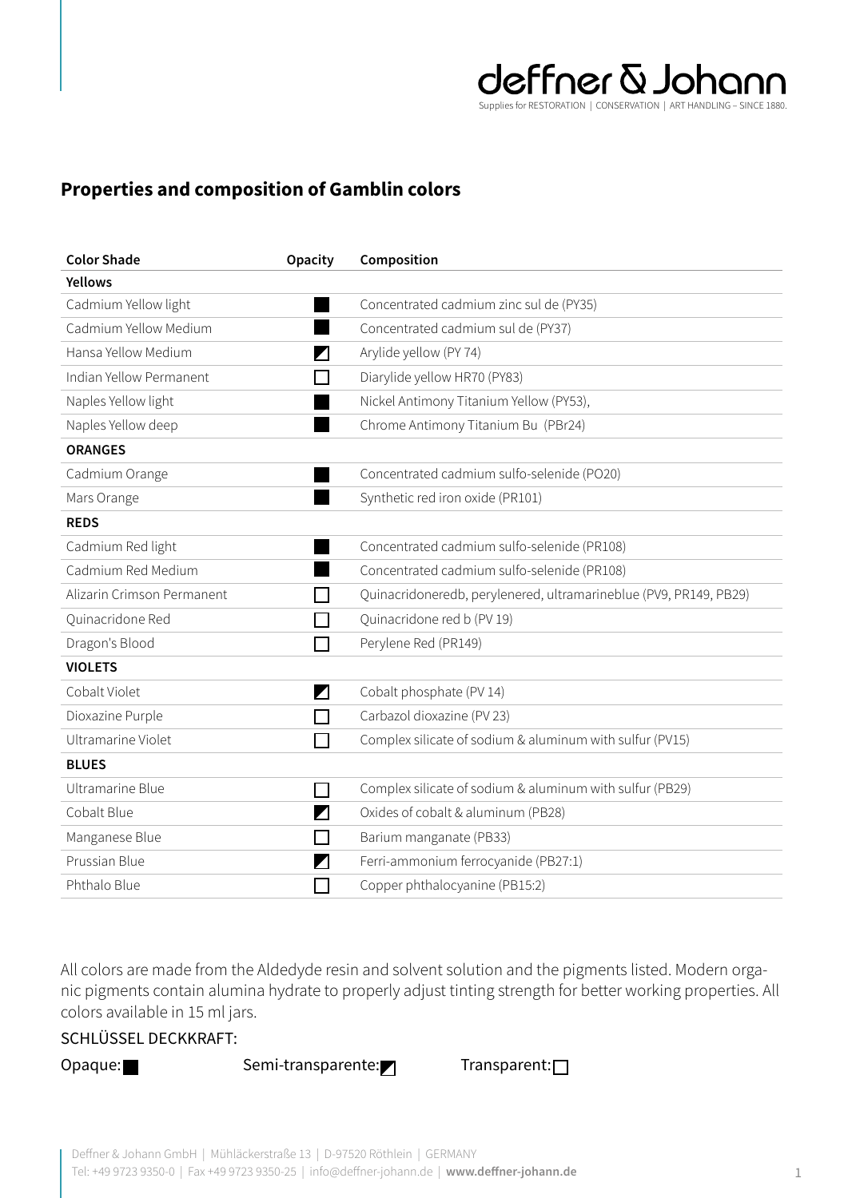deffner & Johann

Supplies for RESTORATION | CONSERVATION | ART HANDLING – SINCE 1880.

## Properties and composition of Gamblin colors

| Color Shade | Opacity | Composition |
|---|---|---|
| **Yellows** | | |
| Cadmium Yellow light | ■ | Concentrated cadmium zinc sul de (PY35) |
| Cadmium Yellow Medium | ■ | Concentrated cadmium sul de (PY37) |
| Hansa Yellow Medium | ◩ | Arylide yellow (PY 74) |
| Indian Yellow Permanent | □ | Diarylide yellow HR70 (PY83) |
| Naples Yellow light | ■ | Nickel Antimony Titanium Yellow (PY53), |
| Naples Yellow deep | ■ | Chrome Antimony Titanium Bu (PBr24) |
| **ORANGES** | | |
| Cadmium Orange | ■ | Concentrated cadmium sulfo-selenide (PO20) |
| Mars Orange | ■ | Synthetic red iron oxide (PR101) |
| **REDS** | | |
| Cadmium Red light | ■ | Concentrated cadmium sulfo-selenide (PR108) |
| Cadmium Red Medium | ■ | Concentrated cadmium sulfo-selenide (PR108) |
| Alizarin Crimson Permanent | □ | Quinacridoneredb, perylenered, ultramarineblue (PV9, PR149, PB29) |
| Quinacridone Red | □ | Quinacridone red b (PV 19) |
| Dragon's Blood | □ | Perylene Red (PR149) |
| **VIOLETS** | | |
| Cobalt Violet | ◩ | Cobalt phosphate (PV 14) |
| Dioxazine Purple | □ | Carbazol dioxazine (PV 23) |
| Ultramarine Violet | □ | Complex silicate of sodium & aluminum with sulfur (PV15) |
| **BLUES** | | |
| Ultramarine Blue | □ | Complex silicate of sodium & aluminum with sulfur (PB29) |
| Cobalt Blue | ◩ | Oxides of cobalt & aluminum (PB28) |
| Manganese Blue | □ | Barium manganate (PB33) |
| Prussian Blue | ◩ | Ferri-ammonium ferrocyanide (PB27:1) |
| Phthalo Blue | □ | Copper phthalocyanine (PB15:2) |

All colors are made from the Aldedyde resin and solvent solution and the pigments listed. Modern organic pigments contain alumina hydrate to properly adjust tinting strength for better working properties. All colors available in 15 ml jars.

SCHLÜSSEL DECKKRAFT:

Opaque: ■ Semi-transparente: ◩ Transparent: □

Deffner & Johann GmbH | Mühläckerstraße 13 | D-97520 Röthlein | GERMANY
Tel: +49 9723 9350-0 | Fax +49 9723 9350-25 | info@deffner-johann.de | **www.deffner-johann.de**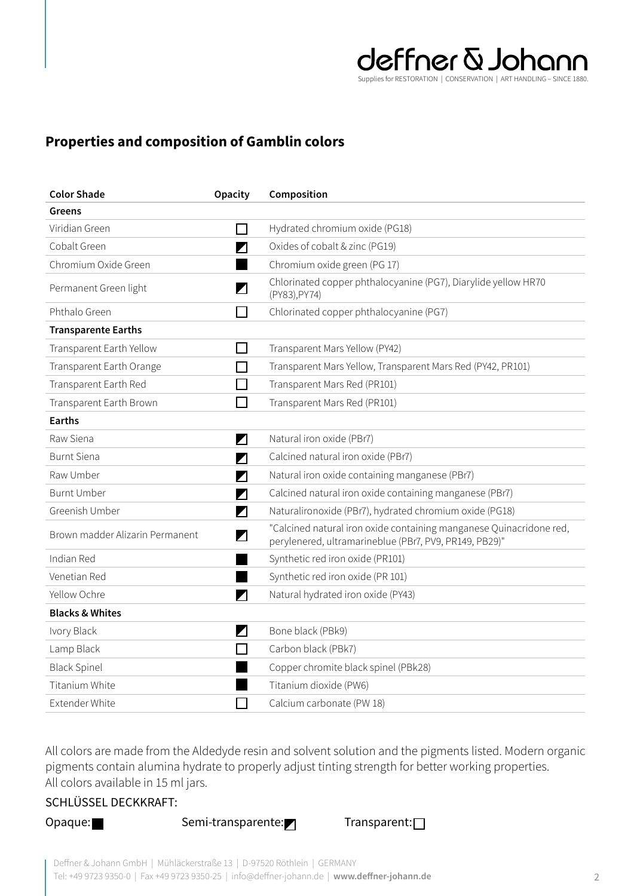## Properties and composition of Gamblin colors

| Color Shade | Opacity | Composition |
|---|---|---|
| **Greens** | | |
| Viridian Green | ☐ | Hydrated chromium oxide (PG18) |
| Cobalt Green | ◩ | Oxides of cobalt & zinc (PG19) |
| Chromium Oxide Green | ■ | Chromium oxide green (PG 17) |
| Permanent Green light | ◩ | Chlorinated copper phthalocyanine (PG7), Diarylide yellow HR70 (PY83),PY74) |
| Phthalo Green | ☐ | Chlorinated copper phthalocyanine (PG7) |
| **Transparente Earths** | | |
| Transparent Earth Yellow | ☐ | Transparent Mars Yellow (PY42) |
| Transparent Earth Orange | ☐ | Transparent Mars Yellow, Transparent Mars Red (PY42, PR101) |
| Transparent Earth Red | ☐ | Transparent Mars Red (PR101) |
| Transparent Earth Brown | ☐ | Transparent Mars Red (PR101) |
| **Earths** | | |
| Raw Siena | ◩ | Natural iron oxide (PBr7) |
| Burnt Siena | ◩ | Calcined natural iron oxide (PBr7) |
| Raw Umber | ◩ | Natural iron oxide containing manganese (PBr7) |
| Burnt Umber | ◩ | Calcined natural iron oxide containing manganese (PBr7) |
| Greenish Umber | ◩ | Naturalironoxide (PBr7), hydrated chromium oxide (PG18) |
| Brown madder Alizarin Permanent | ◩ | "Calcined natural iron oxide containing manganese Quinacridone red, perylenered, ultramarineblue (PBr7, PV9, PR149, PB29)" |
| Indian Red | ■ | Synthetic red iron oxide (PR101) |
| Venetian Red | ■ | Synthetic red iron oxide (PR 101) |
| Yellow Ochre | ◩ | Natural hydrated iron oxide (PY43) |
| **Blacks & Whites** | | |
| Ivory Black | ◩ | Bone black (PBk9) |
| Lamp Black | ☐ | Carbon black (PBk7) |
| Black Spinel | ■ | Copper chromite black spinel (PBk28) |
| Titanium White | ■ | Titanium dioxide (PW6) |
| Extender White | ☐ | Calcium carbonate (PW 18) |

All colors are made from the Aldedyde resin and solvent solution and the pigments listed. Modern organic pigments contain alumina hydrate to properly adjust tinting strength for better working properties.
All colors available in 15 ml jars.

SCHLÜSSEL DECKKRAFT:

Opaque: ■ Semi-transparente: ◩ Transparent: ☐